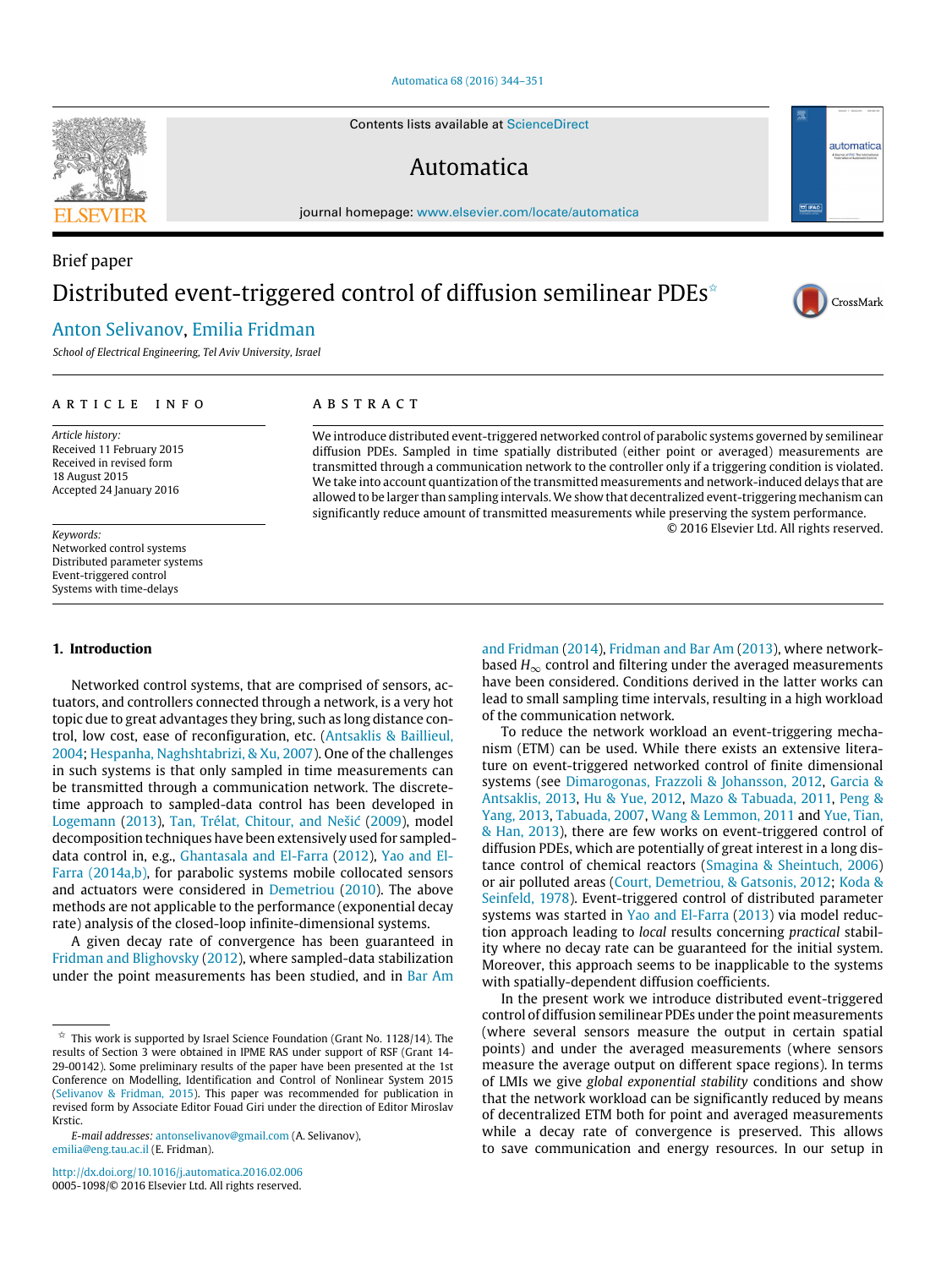Brief paper

# Distributed event-triggered control of diffusion semilinear PDEs[☆]

Anton Selivanov, Emilia Fridman

*School of Electrical Engineering, Tel Aviv University, Israel*

**ARTICLE INFO**

*Article history:*
Received 11 February 2015
Received in revised form
18 August 2015
Accepted 24 January 2016

*Keywords:*
Networked control systems
Distributed parameter systems
Event-triggered control
Systems with time-delays

**ABSTRACT**

We introduce distributed event-triggered networked control of parabolic systems governed by semilinear diffusion PDEs. Sampled in time spatially distributed (either point or averaged) measurements are transmitted through a communication network to the controller only if a triggering condition is violated. We take into account quantization of the transmitted measurements and network-induced delays that are allowed to be larger than sampling intervals. We show that decentralized event-triggering mechanism can significantly reduce amount of transmitted measurements while preserving the system performance.

© 2016 Elsevier Ltd. All rights reserved.

## 1. Introduction

Networked control systems, that are comprised of sensors, actuators, and controllers connected through a network, is a very hot topic due to great advantages they bring, such as long distance control, low cost, ease of reconfiguration, etc. (Antsaklis & Baillieul, 2004; Hespanha, Naghshtabrizi, & Xu, 2007). One of the challenges in such systems is that only sampled in time measurements can be transmitted through a communication network. The discrete-time approach to sampled-data control has been developed in Logemann (2013), Tan, Trélat, Chitour, and Nešić (2009), model decomposition techniques have been extensively used for sampled-data control in, e.g., Ghantasala and El-Farra (2012), Yao and El-Farra (2014a,b), for parabolic systems mobile collocated sensors and actuators were considered in Demetriou (2010). The above methods are not applicable to the performance (exponential decay rate) analysis of the closed-loop infinite-dimensional systems.

A given decay rate of convergence has been guaranteed in Fridman and Blighovsky (2012), where sampled-data stabilization under the point measurements has been studied, and in Bar Am and Fridman (2014), Fridman and Bar Am (2013), where network-based $H_\infty$ control and filtering under the averaged measurements have been considered. Conditions derived in the latter works can lead to small sampling time intervals, resulting in a high workload of the communication network.

To reduce the network workload an event-triggering mechanism (ETM) can be used. While there exists an extensive literature on event-triggered networked control of finite dimensional systems (see Dimarogonas, Frazzoli & Johansson, 2012, Garcia & Antsaklis, 2013, Hu & Yue, 2012, Mazo & Tabuada, 2011, Peng & Yang, 2013, Tabuada, 2007, Wang & Lemmon, 2011 and Yue, Tian, & Han, 2013), there are few works on event-triggered control of diffusion PDEs, which are potentially of great interest in a long distance control of chemical reactors (Smagina & Sheintuch, 2006) or air polluted areas (Court, Demetriou, & Gatsonis, 2012; Koda & Seinfeld, 1978). Event-triggered control of distributed parameter systems was started in Yao and El-Farra (2013) via model reduction approach leading to *local* results concerning *practical* stability where no decay rate can be guaranteed for the initial system. Moreover, this approach seems to be inapplicable to the systems with spatially-dependent diffusion coefficients.

In the present work we introduce distributed event-triggered control of diffusion semilinear PDEs under the point measurements (where several sensors measure the output in certain spatial points) and under the averaged measurements (where sensors measure the average output on different space regions). In terms of LMIs we give *global exponential stability* conditions and show that the network workload can be significantly reduced by means of decentralized ETM both for point and averaged measurements while a decay rate of convergence is preserved. This allows to save communication and energy resources. In our setup in

---

[☆] This work is supported by Israel Science Foundation (Grant No. 1128/14). The results of Section 3 were obtained in IPME RAS under support of RSF (Grant 14-29-00142). Some preliminary results of the paper have been presented at the 1st Conference on Modelling, Identification and Control of Nonlinear System 2015 (Selivanov & Fridman, 2015). This paper was recommended for publication in revised form by Associate Editor Fouad Giri under the direction of Editor Miroslav Krstic.

*E-mail addresses:* antonselivanov@gmail.com (A. Selivanov), emilia@eng.tau.ac.il (E. Fridman).

http://dx.doi.org/10.1016/j.automatica.2016.02.006
0005-1098/© 2016 Elsevier Ltd. All rights reserved.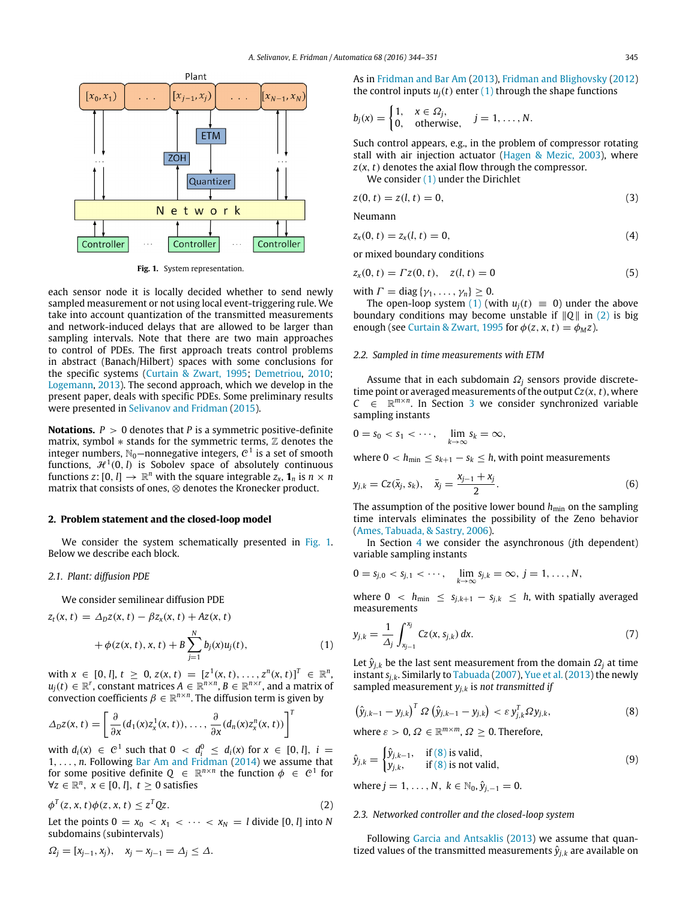Fig. 1. System representation.

each sensor node it is locally decided whether to send newly sampled measurement or not using local event-triggering rule. We take into account quantization of the transmitted measurements and network-induced delays that are allowed to be larger than sampling intervals. Note that there are two main approaches to control of PDEs. The first approach treats control problems in abstract (Banach/Hilbert) spaces with some conclusions for the specific systems (Curtain & Zwart, 1995; Demetriou, 2010; Logemann, 2013). The second approach, which we develop in the present paper, deals with specific PDEs. Some preliminary results were presented in Selivanov and Fridman (2015).

**Notations.** $P > 0$ denotes that $P$ is a symmetric positive-definite matrix, symbol $*$ stands for the symmetric terms, $\mathbb{Z}$ denotes the integer numbers, $\mathbb{N}_0$—nonnegative integers, $\mathcal{C}^1$ is a set of smooth functions, $\mathcal{H}^1(0, l)$ is Sobolev space of absolutely continuous functions $z: [0, l] \to \mathbb{R}^n$ with the square integrable $z_x$, $\mathbf{1}_n$ is $n \times n$ matrix that consists of ones, $\otimes$ denotes the Kronecker product.

## 2. Problem statement and the closed-loop model

We consider the system schematically presented in Fig. 1. Below we describe each block.

### 2.1. Plant: diffusion PDE

We consider semilinear diffusion PDE

$$z_t(x, t) = \Delta_D z(x, t) - \beta z_x(x, t) + Az(x, t) + \phi(z(x, t), x, t) + B \sum_{j=1}^{N} b_j(x) u_j(t), \tag{1}$$

with $x \in [0, l]$, $t \geq 0$, $z(x, t) = [z^1(x, t), \ldots, z^n(x, t)]^T \in \mathbb{R}^n$, $u_j(t) \in \mathbb{R}^r$, constant matrices $A \in \mathbb{R}^{n \times n}$, $B \in \mathbb{R}^{n \times r}$, and a matrix of convection coefficients $\beta \in \mathbb{R}^{n \times n}$. The diffusion term is given by

$$\Delta_D z(x, t) = \left[ \frac{\partial}{\partial x}(d_1(x) z_x^1(x, t)), \ldots, \frac{\partial}{\partial x}(d_n(x) z_x^n(x, t)) \right]^T$$

with $d_i(x) \in \mathcal{C}^1$ such that $0 < d_i^0 \leq d_i(x)$ for $x \in [0, l]$, $i = 1, \ldots, n$. Following Bar Am and Fridman (2014) we assume that for some positive definite $Q \in \mathbb{R}^{n \times n}$ the function $\phi \in \mathcal{C}^1$ for $\forall z \in \mathbb{R}^n$, $x \in [0, l]$, $t \geq 0$ satisfies

$$\phi^T(z, x, t)\phi(z, x, t) \leq z^T Q z. \tag{2}$$

Let the points $0 = x_0 < x_1 < \cdots < x_N = l$ divide $[0, l]$ into $N$ subdomains (subintervals)

$$\Omega_j = [x_{j-1}, x_j), \quad x_j - x_{j-1} = \Delta_j \leq \Delta.$$

As in Fridman and Bar Am (2013), Fridman and Blighovsky (2012) the control inputs $u_j(t)$ enter (1) through the shape functions

$$b_j(x) = \begin{cases} 1, & x \in \Omega_j, \\ 0, & \text{otherwise}, \end{cases} \quad j = 1, \ldots, N.$$

Such control appears, e.g., in the problem of compressor rotating stall with air injection actuator (Hagen & Mezic, 2003), where $z(x, t)$ denotes the axial flow through the compressor.

We consider (1) under the Dirichlet

$$z(0, t) = z(l, t) = 0, \tag{3}$$

Neumann

$$z_x(0, t) = z_x(l, t) = 0, \tag{4}$$

or mixed boundary conditions

$$z_x(0, t) = \Gamma z(0, t), \quad z(l, t) = 0 \tag{5}$$

with $\Gamma = \operatorname{diag}\{\gamma_1, \ldots, \gamma_n\} \geq 0$.

The open-loop system (1) (with $u_j(t) \equiv 0$) under the above boundary conditions may become unstable if $\|Q\|$ in (2) is big enough (see Curtain & Zwart, 1995 for $\phi(z, x, t) = \phi_M z$).

### 2.2. Sampled in time measurements with ETM

Assume that in each subdomain $\Omega_j$ sensors provide discrete-time point or averaged measurements of the output $Cz(x, t)$, where $C \in \mathbb{R}^{m \times n}$. In Section 3 we consider synchronized variable sampling instants

$$0 = s_0 < s_1 < \cdots, \quad \lim_{k \to \infty} s_k = \infty,$$

where $0 < h_{\min} \leq s_{k+1} - s_k \leq h$, with point measurements

$$y_{j,k} = Cz(\bar{x}_j, s_k), \quad \bar{x}_j = \frac{x_{j-1} + x_j}{2}. \tag{6}$$

The assumption of the positive lower bound $h_{\min}$ on the sampling time intervals eliminates the possibility of the Zeno behavior (Ames, Tabuada, & Sastry, 2006).

In Section 4 we consider the asynchronous ($j$th dependent) variable sampling instants

$$0 = s_{j,0} < s_{j,1} < \cdots, \quad \lim_{k \to \infty} s_{j,k} = \infty, \ j = 1, \ldots, N,$$

where $0 < h_{\min} \leq s_{j,k+1} - s_{j,k} \leq h$, with spatially averaged measurements

$$y_{j,k} = \frac{1}{\Delta_j} \int_{x_{j-1}}^{x_j} Cz(x, s_{j,k})\, dx. \tag{7}$$

Let $\hat{y}_{j,k}$ be the last sent measurement from the domain $\Omega_j$ at time instant $s_{j,k}$. Similarly to Tabuada (2007), Yue et al. (2013) the newly sampled measurement $y_{j,k}$ is *not transmitted if*

$$\left(\hat{y}_{j,k-1} - y_{j,k}\right)^T \Omega \left(\hat{y}_{j,k-1} - y_{j,k}\right) < \varepsilon\, y_{j,k}^T \Omega y_{j,k}, \tag{8}$$

where $\varepsilon > 0$, $\Omega \in \mathbb{R}^{m \times m}$, $\Omega \geq 0$. Therefore,

$$\hat{y}_{j,k} = \begin{cases} \hat{y}_{j,k-1}, & \text{if (8) is valid}, \\ y_{j,k}, & \text{if (8) is not valid}, \end{cases} \tag{9}$$

where $j = 1, \ldots, N$, $k \in \mathbb{N}_0$, $\hat{y}_{j,-1} = 0$.

### 2.3. Networked controller and the closed-loop system

Following Garcia and Antsaklis (2013) we assume that quantized values of the transmitted measurements $\hat{y}_{j,k}$ are available on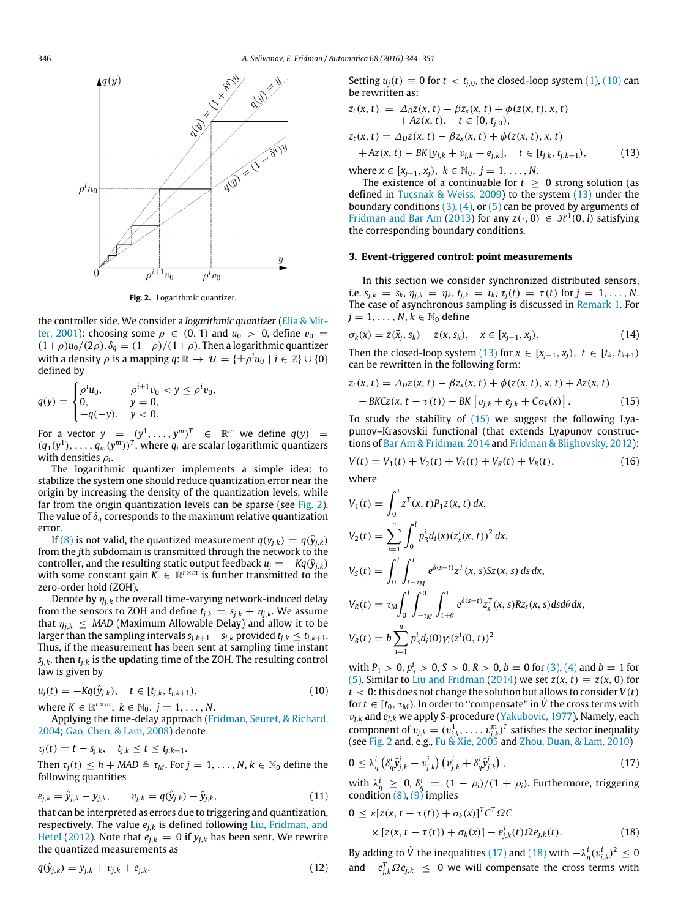Fig. 2. Logarithmic quantizer.

the controller side. We consider a *logarithmic quantizer* (Elia & Mitter, 2001): choosing some $\rho \in (0,1)$ and $u_0 > 0$, define $v_0 = (1+\rho)u_0/(2\rho)$, $\delta_q = (1-\rho)/(1+\rho)$. Then a logarithmic quantizer with a density $\rho$ is a mapping $q: \mathbb{R} \to \mathcal{U} = \{\pm\rho^i u_0 \mid i \in \mathbb{Z}\} \cup \{0\}$ defined by

$$q(y) = \begin{cases} \rho^i u_0, & \rho^{i+1} v_0 < y \le \rho^i v_0, \\ 0, & y = 0, \\ -q(-y), & y < 0. \end{cases}$$

For a vector $y = (y^1, \dots, y^m)^T \in \mathbb{R}^m$ we define $q(y) = (q_1(y^1), \dots, q_m(y^m))^T$, where $q_i$ are scalar logarithmic quantizers with densities $\rho_i$.

The logarithmic quantizer implements a simple idea: to stabilize the system one should reduce quantization error near the origin by increasing the density of the quantization levels, while far from the origin quantization levels can be sparse (see Fig. 2). The value of $\delta_q$ corresponds to the maximum relative quantization error.

If (8) is not valid, the quantized measurement $q(y_{j,k}) = q(\hat{y}_{j,k})$ from the $j$th subdomain is transmitted through the network to the controller, and the resulting static output feedback $u_j = -Kq(\hat{y}_{j,k})$ with some constant gain $K \in \mathbb{R}^{r \times m}$ is further transmitted to the zero-order hold (ZOH).

Denote by $\eta_{j,k}$ the overall time-varying network-induced delay from the sensors to ZOH and define $t_{j,k} = s_{j,k} + \eta_{j,k}$. We assume that $\eta_{j,k} \le MAD$ (Maximum Allowable Delay) and allow it to be larger than the sampling intervals $s_{j,k+1} - s_{j,k}$ provided $t_{j,k} \le t_{j,k+1}$. Thus, if the measurement has been sent at sampling time instant $s_{j,k}$, then $t_{j,k}$ is the updating time of the ZOH. The resulting control law is given by

$$u_j(t) = -Kq(\hat{y}_{j,k}), \quad t \in [t_{j,k}, t_{j,k+1}), \tag{10}$$

where $K \in \mathbb{R}^{r \times m}$, $k \in \mathbb{N}_0$, $j = 1, \dots, N$.

Applying the time-delay approach (Fridman, Seuret, & Richard, 2004; Gao, Chen, & Lam, 2008) denote

$$\tau_j(t) = t - s_{j,k}, \quad t_{j,k} \le t \le t_{j,k+1}.$$

Then $\tau_j(t) \le h + MAD \triangleq \tau_M$. For $j = 1, \dots, N$, $k \in \mathbb{N}_0$ define the following quantities

$$e_{j,k} = \hat{y}_{j,k} - y_{j,k}, \qquad \upsilon_{j,k} = q(\hat{y}_{j,k}) - \hat{y}_{j,k}, \tag{11}$$

that can be interpreted as errors due to triggering and quantization, respectively. The value $e_{j,k}$ is defined following Liu, Fridman, and Hetel (2012). Note that $e_{j,k} = 0$ if $y_{j,k}$ has been sent. We rewrite the quantized measurements as

$$q(\hat{y}_{j,k}) = y_{j,k} + \upsilon_{j,k} + e_{j,k}. \tag{12}$$

Setting $u_j(t) \equiv 0$ for $t < t_{j,0}$, the closed-loop system (1), (10) can be rewritten as:

$$\begin{aligned} z_t(x,t) &= \Delta_D z(x,t) - \beta z_x(x,t) + \phi(z(x,t),x,t) \\ &\quad + Az(x,t), \quad t \in [0, t_{j,0}), \\ z_t(x,t) &= \Delta_D z(x,t) - \beta z_x(x,t) + \phi(z(x,t),x,t) \\ &\quad + Az(x,t) - BK[y_{j,k} + \upsilon_{j,k} + e_{j,k}], \quad t \in [t_{j,k}, t_{j,k+1}), \end{aligned} \tag{13}$$

where $x \in [x_{j-1}, x_j)$, $k \in \mathbb{N}_0$, $j = 1, \dots, N$.

The existence of a continuable for $t \ge 0$ strong solution (as defined in Tucsnak & Weiss, 2009) to the system (13) under the boundary conditions (3), (4), or (5) can be proved by arguments of Fridman and Bar Am (2013) for any $z(\cdot, 0) \in \mathcal{H}^1(0,l)$ satisfying the corresponding boundary conditions.

## 3. Event-triggered control: point measurements

In this section we consider synchronized distributed sensors, i.e. $s_{j,k} = s_k$, $\eta_{j,k} = \eta_k$, $t_{j,k} = t_k$, $\tau_j(t) = \tau(t)$ for $j = 1, \dots, N$. The case of asynchronous sampling is discussed in Remark 1. For $j = 1, \dots, N$, $k \in \mathbb{N}_0$ define

$$\sigma_k(x) = z(\bar{x}_j, s_k) - z(x, s_k), \quad x \in [x_{j-1}, x_j). \tag{14}$$

Then the closed-loop system (13) for $x \in [x_{j-1}, x_j)$, $t \in [t_k, t_{k+1})$ can be rewritten in the following form:

$$\begin{aligned} z_t(x,t) &= \Delta_D z(x,t) - \beta z_x(x,t) + \phi(z(x,t),x,t) + Az(x,t) \\ &\quad - BKCz(x, t-\tau(t)) - BK\left[\upsilon_{j,k} + e_{j,k} + C\sigma_k(x)\right]. \end{aligned} \tag{15}$$

To study the stability of (15) we suggest the following Lyapunov–Krasovskii functional (that extends Lyapunov constructions of Bar Am & Fridman, 2014 and Fridman & Blighovsky, 2012):

$$V(t) = V_1(t) + V_2(t) + V_S(t) + V_R(t) + V_B(t), \tag{16}$$

where

$$V_1(t) = \int_0^l z^T(x,t) P_1 z(x,t)\, dx,$$

$$V_2(t) = \sum_{i=1}^n \int_0^l p_3^i d_i(x) (z_x^i(x,t))^2\, dx,$$

$$V_S(t) = \int_0^l \int_{t-\tau_M}^t e^{\delta(s-t)} z^T(x,s) S z(x,s)\, ds\, dx,$$

$$V_R(t) = \tau_M \int_0^l \int_{-\tau_M}^0 \int_{t+\theta}^t e^{\delta(s-t)} z_s^T(x,s) R z_s(x,s)\, ds d\theta dx,$$

$$V_B(t) = b \sum_{i=1}^n p_3^i d_i(0) \gamma_i (z^i(0,t))^2$$

with $P_1 > 0$, $p_3^i > 0$, $S > 0$, $R > 0$, $b = 0$ for (3), (4) and $b = 1$ for (5). Similar to Liu and Fridman (2014) we set $z(x,t) \equiv z(x,0)$ for $t < 0$: this does not change the solution but allows to consider $V(t)$ for $t \in [t_0, \tau_M)$. In order to "compensate" in $\dot{V}$ the cross terms with $\upsilon_{j,k}$ and $e_{j,k}$ we apply S-procedure (Yakubovic, 1977). Namely, each component of $\upsilon_{j,k} = (\upsilon_{j,k}^1, \dots, \upsilon_{j,k}^m)^T$ satisfies the sector inequality (see Fig. 2 and, e.g., Fu & Xie, 2005 and Zhou, Duan, & Lam, 2010)

$$0 \le \lambda_q^i \left(\delta_q^i \hat{y}_{j,k}^i - \upsilon_{j,k}^i\right)\left(\upsilon_{j,k}^i + \delta_q^i \hat{y}_{j,k}^i\right), \tag{17}$$

with $\lambda_q^i \ge 0$, $\delta_q^i = (1-\rho_i)/(1+\rho_i)$. Furthermore, triggering condition (8), (9) implies

$$\begin{aligned} 0 &\le \varepsilon [z(x, t-\tau(t)) + \sigma_k(x)]^T C^T \Omega C \\ &\quad \times [z(x, t-\tau(t)) + \sigma_k(x)] - e_{j,k}^T(t) \Omega e_{j,k}(t). \end{aligned} \tag{18}$$

By adding to $\dot{V}$ the inequalities (17) and (18) with $-\lambda_q^i (\upsilon_{j,k}^i)^2 \le 0$ and $-e_{j,k}^T \Omega e_{j,k} \le 0$ we will compensate the cross terms with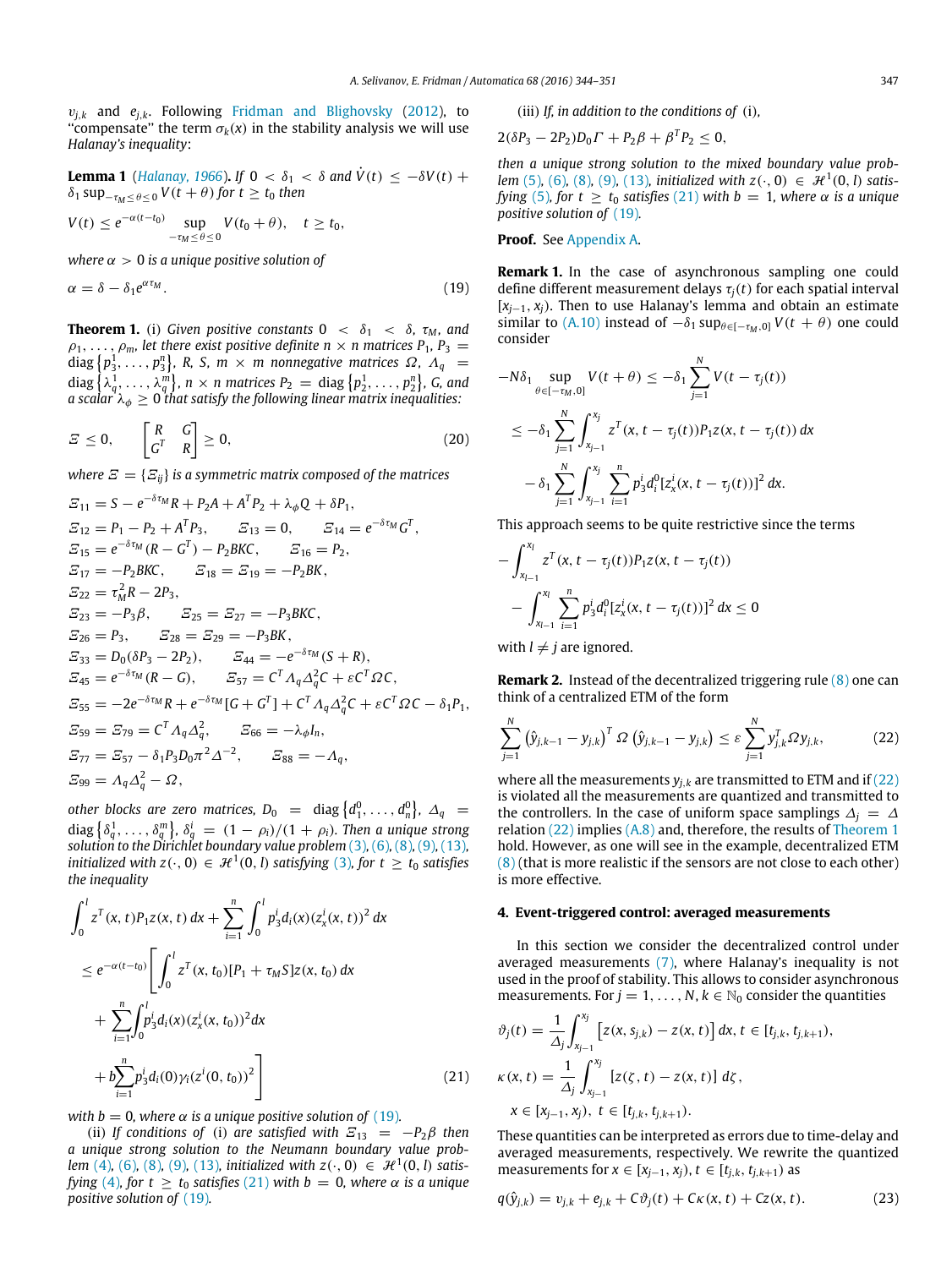$v_{j,k}$ and $e_{j,k}$. Following Fridman and Blighovsky (2012), to "compensate" the term $\sigma_k(x)$ in the stability analysis we will use *Halanay's inequality*:

**Lemma 1** (Halanay, 1966). *If $0 < \delta_1 < \delta$ and $\dot{V}(t) \le -\delta V(t) + \delta_1 \sup_{-\tau_M \le \theta \le 0} V(t+\theta)$ for $t \ge t_0$ then*

$$V(t) \le e^{-\alpha(t-t_0)} \sup_{-\tau_M \le \theta \le 0} V(t_0+\theta), \quad t \ge t_0,$$

*where $\alpha > 0$ is a unique positive solution of*

$$\alpha = \delta - \delta_1 e^{\alpha \tau_M}. \tag{19}$$

**Theorem 1.** (i) *Given positive constants $0 < \delta_1 < \delta$, $\tau_M$, and $\rho_1, \ldots, \rho_m$, let there exist positive definite $n \times n$ matrices $P_1$, $P_3 = \operatorname{diag}\{p_3^1, \ldots, p_3^n\}$, $R$, $S$, $m \times m$ nonnegative matrices $\Omega$, $\Lambda_q = \operatorname{diag}\{\lambda_q^1, \ldots, \lambda_q^m\}$, $n \times n$ matrices $P_2 = \operatorname{diag}\{p_2^1, \ldots, p_2^n\}$, $G$, and a scalar $\lambda_\phi \ge 0$ that satisfy the following linear matrix inequalities:*

$$\Xi \le 0, \qquad \begin{bmatrix} R & G \\ G^T & R \end{bmatrix} \ge 0, \tag{20}$$

*where $\Xi = \{\Xi_{ij}\}$ is a symmetric matrix composed of the matrices*

$$\begin{aligned}
&\Xi_{11} = S - e^{-\delta\tau_M}R + P_2A + A^TP_2 + \lambda_\phi Q + \delta P_1,\\
&\Xi_{12} = P_1 - P_2 + A^TP_3, \qquad \Xi_{13} = 0, \qquad \Xi_{14} = e^{-\delta\tau_M}G^T,\\
&\Xi_{15} = e^{-\delta\tau_M}(R - G^T) - P_2BKC, \qquad \Xi_{16} = P_2,\\
&\Xi_{17} = -P_2BKC, \qquad \Xi_{18} = \Xi_{19} = -P_2BK,\\
&\Xi_{22} = \tau_M^2 R - 2P_3,\\
&\Xi_{23} = -P_3\beta, \qquad \Xi_{25} = \Xi_{27} = -P_3BKC,\\
&\Xi_{26} = P_3, \qquad \Xi_{28} = \Xi_{29} = -P_3BK,\\
&\Xi_{33} = D_0(\delta P_3 - 2P_2), \qquad \Xi_{44} = -e^{-\delta\tau_M}(S+R),\\
&\Xi_{45} = e^{-\delta\tau_M}(R - G), \qquad \Xi_{57} = C^T\Lambda_q\Delta_q^2 C + \varepsilon C^T\Omega C,\\
&\Xi_{55} = -2e^{-\delta\tau_M}R + e^{-\delta\tau_M}[G + G^T] + C^T\Lambda_q\Delta_q^2C + \varepsilon C^T\Omega C - \delta_1 P_1,\\
&\Xi_{59} = \Xi_{79} = C^T\Lambda_q\Delta_q^2, \qquad \Xi_{66} = -\lambda_\phi I_n,\\
&\Xi_{77} = \Xi_{57} - \delta_1 P_3 D_0 \pi^2 \Delta^{-2}, \qquad \Xi_{88} = -\Lambda_q,\\
&\Xi_{99} = \Lambda_q\Delta_q^2 - \Omega,
\end{aligned}$$

*other blocks are zero matrices, $D_0 = \operatorname{diag}\{d_1^0, \ldots, d_n^0\}$, $\Delta_q = \operatorname{diag}\{\delta_q^1, \ldots, \delta_q^m\}$, $\delta_q^i = (1-\rho_i)/(1+\rho_i)$. Then a unique strong solution to the Dirichlet boundary value problem (3), (6), (8), (9), (13), initialized with $z(\cdot, 0) \in \mathcal{H}^1(0,l)$ satisfying (3), for $t \ge t_0$ satisfies the inequality*

$$\begin{aligned}
&\int_0^l z^T(x,t)P_1 z(x,t)\,dx + \sum_{i=1}^n \int_0^l p_3^i d_i(x)(z_x^i(x,t))^2\,dx\\
&\le e^{-\alpha(t-t_0)}\Bigg[\int_0^l z^T(x,t_0)[P_1 + \tau_M S]z(x,t_0)\,dx\\
&\quad + \sum_{i=1}^n \int_0^l p_3^i d_i(x)(z_x^i(x,t_0))^2 dx\\
&\quad + b\sum_{i=1}^n p_3^i d_i(0)\gamma_i(z^i(0,t_0))^2\Bigg]
\end{aligned} \tag{21}$$

*with $b = 0$, where $\alpha$ is a unique positive solution of (19).*

(ii) *If conditions of* (i) *are satisfied with $\Xi_{13} = -P_2\beta$ then a unique strong solution to the Neumann boundary value problem (4), (6), (8), (9), (13), initialized with $z(\cdot,0) \in \mathcal{H}^1(0,l)$ satisfying (4), for $t \ge t_0$ satisfies (21) with $b = 0$, where $\alpha$ is a unique positive solution of (19).*

(iii) *If, in addition to the conditions of* (i),

$$2(\delta P_3 - 2P_2)D_0\Gamma + P_2\beta + \beta^T P_2 \le 0,$$

*then a unique strong solution to the mixed boundary value problem (5), (6), (8), (9), (13), initialized with $z(\cdot,0) \in \mathcal{H}^1(0,l)$ satisfying (5), for $t \ge t_0$ satisfies (21) with $b = 1$, where $\alpha$ is a unique positive solution of (19).*

**Proof.** See Appendix A.

**Remark 1.** In the case of asynchronous sampling one could define different measurement delays $\tau_j(t)$ for each spatial interval $[x_{j-1}, x_j)$. Then to use Halanay's lemma and obtain an estimate similar to (A.10) instead of $-\delta_1 \sup_{\theta\in[-\tau_M,0]} V(t+\theta)$ one could consider

$$\begin{aligned}
&-N\delta_1 \sup_{\theta\in[-\tau_M,0]} V(t+\theta) \le -\delta_1 \sum_{j=1}^N V(t - \tau_j(t))\\
&\le -\delta_1 \sum_{j=1}^N \int_{x_{j-1}}^{x_j} z^T(x, t-\tau_j(t))P_1 z(x, t-\tau_j(t))\,dx\\
&\quad - \delta_1 \sum_{j=1}^N \int_{x_{j-1}}^{x_j} \sum_{i=1}^n p_3^i d_i^0 [z_x^i(x, t-\tau_j(t))]^2\,dx.
\end{aligned}$$

This approach seems to be quite restrictive since the terms

$$\begin{aligned}
&-\int_{x_{l-1}}^{x_l} z^T(x, t-\tau_j(t))P_1 z(x, t-\tau_j(t))\\
&-\int_{x_{l-1}}^{x_l} \sum_{i=1}^n p_3^i d_i^0 [z_x^i(x, t-\tau_j(t))]^2\,dx \le 0
\end{aligned}$$

with $l \ne j$ are ignored.

**Remark 2.** Instead of the decentralized triggering rule (8) one can think of a centralized ETM of the form

$$\sum_{j=1}^N (\hat{y}_{j,k-1} - y_{j,k})^T\, \Omega\, (\hat{y}_{j,k-1} - y_{j,k}) \le \varepsilon \sum_{j=1}^N y_{j,k}^T \Omega y_{j,k}, \tag{22}$$

where all the measurements $y_{j,k}$ are transmitted to ETM and if (22) is violated all the measurements are quantized and transmitted to the controllers. In the case of uniform space samplings $\Delta_j = \Delta$ relation (22) implies (A.8) and, therefore, the results of Theorem 1 hold. However, as one will see in the example, decentralized ETM (8) (that is more realistic if the sensors are not close to each other) is more effective.

## 4. Event-triggered control: averaged measurements

In this section we consider the decentralized control under averaged measurements (7), where Halanay's inequality is not used in the proof of stability. This allows to consider asynchronous measurements. For $j = 1, \ldots, N$, $k \in \mathbb{N}_0$ consider the quantities

$$\begin{aligned}
&\vartheta_j(t) = \frac{1}{\Delta_j}\int_{x_{j-1}}^{x_j} \left[z(x, s_{j,k}) - z(x,t)\right] dx, \; t \in [t_{j,k}, t_{j,k+1}),\\
&\kappa(x,t) = \frac{1}{\Delta_j}\int_{x_{j-1}}^{x_j} \left[z(\zeta,t) - z(x,t)\right] d\zeta,\\
&\quad x \in [x_{j-1}, x_j), \; t \in [t_{j,k}, t_{j,k+1}).
\end{aligned}$$

These quantities can be interpreted as errors due to time-delay and averaged measurements, respectively. We rewrite the quantized measurements for $x \in [x_{j-1}, x_j)$, $t \in [t_{j,k}, t_{j,k+1})$ as

$$q(\hat{y}_{j,k}) = v_{j,k} + e_{j,k} + C\vartheta_j(t) + C\kappa(x,t) + Cz(x,t). \tag{23}$$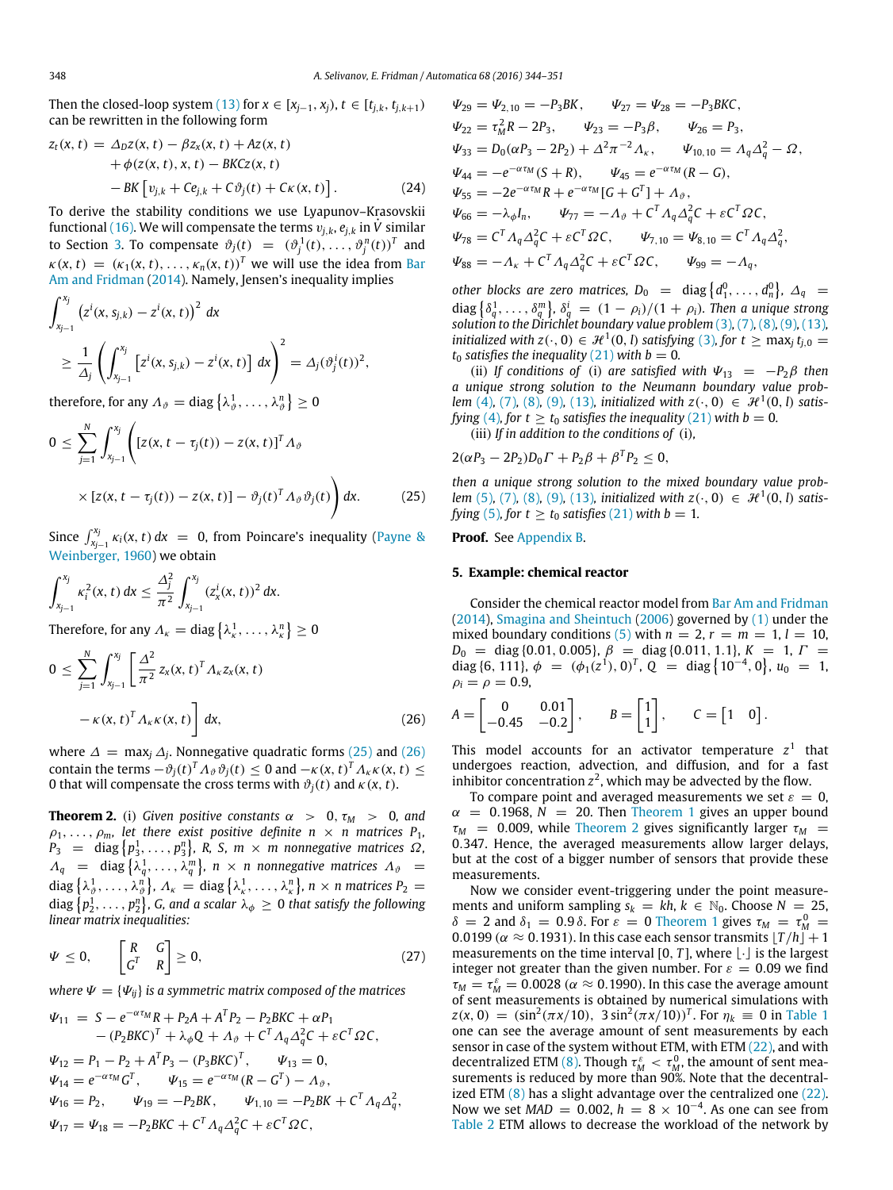Then the closed-loop system (13) for $x \in [x_{j-1}, x_j)$, $t \in [t_{j,k}, t_{j,k+1})$ can be rewritten in the following form

$$
\begin{aligned}
z_t(x,t) &= \Delta_D z(x,t) - \beta z_x(x,t) + Az(x,t) \\
&\quad + \phi(z(x,t),x,t) - BKCz(x,t) \\
&\quad - BK\left[v_{j,k} + Ce_{j,k} + C\vartheta_j(t) + C\kappa(x,t)\right].
\end{aligned} \tag{24}
$$

To derive the stability conditions we use Lyapunov–Krasovskii functional (16). We will compensate the terms $v_{j,k}, e_{j,k}$ in $\dot{V}$ similar to Section 3. To compensate $\vartheta_j(t) = (\vartheta_j^1(t), \ldots, \vartheta_j^n(t))^T$ and $\kappa(x,t) = (\kappa_1(x,t), \ldots, \kappa_n(x,t))^T$ we will use the idea from Bar Am and Fridman (2014). Namely, Jensen's inequality implies

$$
\begin{aligned}
&\int_{x_{j-1}}^{x_j} \left(z^i(x,s_{j,k}) - z^i(x,t)\right)^2 dx \\
&\geq \frac{1}{\Delta_j}\left(\int_{x_{j-1}}^{x_j}\left[z^i(x,s_{j,k}) - z^i(x,t)\right] dx\right)^2 = \Delta_j(\vartheta_j^i(t))^2,
\end{aligned}
$$

therefore, for any $\Lambda_\vartheta = \operatorname{diag}\{\lambda_\vartheta^1, \ldots, \lambda_\vartheta^n\} \geq 0$

$$
\begin{aligned}
0 \leq \sum_{j=1}^N \int_{x_{j-1}}^{x_j} \Big( &[z(x,t-\tau_j(t)) - z(x,t)]^T \Lambda_\vartheta \\
&\times [z(x,t-\tau_j(t)) - z(x,t)] - \vartheta_j(t)^T \Lambda_\vartheta \vartheta_j(t) \Big) dx.
\end{aligned} \tag{25}
$$

Since $\int_{x_{j-1}}^{x_j} \kappa_i(x,t)\,dx = 0$, from Poincare's inequality (Payne & Weinberger, 1960) we obtain

$$
\int_{x_{j-1}}^{x_j} \kappa_i^2(x,t)\,dx \leq \frac{\Delta_j^2}{\pi^2}\int_{x_{j-1}}^{x_j} (z_x^i(x,t))^2\,dx.
$$

Therefore, for any $\Lambda_\kappa = \operatorname{diag}\{\lambda_\kappa^1, \ldots, \lambda_\kappa^n\} \geq 0$

$$
\begin{aligned}
0 \leq \sum_{j=1}^N \int_{x_{j-1}}^{x_j} \Big[ &\frac{\Delta^2}{\pi^2} z_x(x,t)^T \Lambda_\kappa z_x(x,t) \\
&- \kappa(x,t)^T \Lambda_\kappa \kappa(x,t) \Big] dx,
\end{aligned} \tag{26}
$$

where $\Delta = \max_j \Delta_j$. Nonnegative quadratic forms (25) and (26) contain the terms $-\vartheta_j(t)^T \Lambda_\vartheta \vartheta_j(t) \leq 0$ and $-\kappa(x,t)^T \Lambda_\kappa \kappa(x,t) \leq 0$ that will compensate the cross terms with $\vartheta_j(t)$ and $\kappa(x,t)$.

**Theorem 2.** (i) *Given positive constants $\alpha > 0$, $\tau_M > 0$, and $\rho_1, \ldots, \rho_m$, let there exist positive definite $n \times n$ matrices $P_1$, $P_3 = \operatorname{diag}\{p_3^1, \ldots, p_3^n\}$, $R$, $S$, $m \times m$ matrices $\Omega$, $\Lambda_q = \operatorname{diag}\{\lambda_q^1, \ldots, \lambda_q^m\}$, $n \times n$ nonnegative matrices $\Lambda_\vartheta = \operatorname{diag}\{\lambda_\vartheta^1, \ldots, \lambda_\vartheta^n\}$, $\Lambda_\kappa = \operatorname{diag}\{\lambda_\kappa^1, \ldots, \lambda_\kappa^n\}$, $n \times n$ matrices $P_2 = \operatorname{diag}\{p_2^1, \ldots, p_2^n\}$, $G$, and a scalar $\lambda_\phi \geq 0$ that satisfy the following linear matrix inequalities:*

$$
\Psi \leq 0, \qquad \begin{bmatrix} R & G \\ G^T & R \end{bmatrix} \geq 0, \tag{27}
$$

*where $\Psi = \{\Psi_{ij}\}$ is a symmetric matrix composed of the matrices*

$$
\begin{aligned}
\Psi_{11} &= S - e^{-\alpha\tau_M}R + P_2A + A^TP_2 - P_2BKC + \alpha P_1 \\
&\quad - (P_2BKC)^T + \lambda_\phi Q + \Lambda_\vartheta + C^T\Lambda_q\Delta_q^2C + \varepsilon C^T\Omega C, \\
\Psi_{12} &= P_1 - P_2 + A^TP_3 - (P_3BKC)^T, \qquad \Psi_{13} = 0, \\
\Psi_{14} &= e^{-\alpha\tau_M}G^T, \qquad \Psi_{15} = e^{-\alpha\tau_M}(R - G^T) - \Lambda_\vartheta, \\
\Psi_{16} &= P_2, \qquad \Psi_{19} = -P_2BK, \qquad \Psi_{1,10} = -P_2BK + C^T\Lambda_q\Delta_q^2, \\
\Psi_{17} &= \Psi_{18} = -P_2BKC + C^T\Lambda_q\Delta_q^2C + \varepsilon C^T\Omega C,
\end{aligned}
$$

$$
\begin{aligned}
&\Psi_{29} = \Psi_{2,10} = -P_3BK, \qquad \Psi_{27} = \Psi_{28} = -P_3BKC, \\
&\Psi_{22} = \tau_M^2R - 2P_3, \qquad \Psi_{23} = -P_3\beta, \qquad \Psi_{26} = P_3, \\
&\Psi_{33} = D_0(\alpha P_3 - 2P_2) + \Delta^2\pi^{-2}\Lambda_\kappa, \qquad \Psi_{10,10} = \Lambda_q\Delta_q^2 - \Omega, \\
&\Psi_{44} = -e^{-\alpha\tau_M}(S + R), \qquad \Psi_{45} = e^{-\alpha\tau_M}(R - G), \\
&\Psi_{55} = -2e^{-\alpha\tau_M}R + e^{-\alpha\tau_M}[G + G^T] + \Lambda_\vartheta, \\
&\Psi_{66} = -\lambda_\phi I_n, \qquad \Psi_{77} = -\Lambda_\vartheta + C^T\Lambda_q\Delta_q^2C + \varepsilon C^T\Omega C, \\
&\Psi_{78} = C^T\Lambda_q\Delta_q^2C + \varepsilon C^T\Omega C, \qquad \Psi_{7,10} = \Psi_{8,10} = C^T\Lambda_q\Delta_q^2, \\
&\Psi_{88} = -\Lambda_\kappa + C^T\Lambda_q\Delta_q^2C + \varepsilon C^T\Omega C, \qquad \Psi_{99} = -\Lambda_q,
\end{aligned}
$$

*other blocks are zero matrices, $D_0 = \operatorname{diag}\{d_1^0, \ldots, d_n^0\}$, $\Delta_q = \operatorname{diag}\{\delta_q^1, \ldots, \delta_q^m\}$, $\delta_q^i = (1 - \rho_i)/(1 + \rho_i)$. Then a unique strong solution to the Dirichlet boundary value problem (3), (7), (8), (9), (13), initialized with $z(\cdot, 0) \in \mathcal{H}^1(0, l)$ satisfying (3), for $t \geq \max_j t_{j,0} = t_0$ satisfies the inequality (21) with $b = 0$.*

(ii) *If conditions of (i) are satisfied with $\Psi_{13} = -P_2\beta$ then a unique strong solution to the Neumann boundary value problem (4), (7), (8), (9), (13), initialized with $z(\cdot, 0) \in \mathcal{H}^1(0, l)$ satisfying (4), for $t \geq t_0$ satisfies the inequality (21) with $b = 0$.*

(iii) *If in addition to the conditions of (i),*

$$
2(\alpha P_3 - 2P_2)D_0\Gamma + P_2\beta + \beta^TP_2 \leq 0,
$$

*then a unique strong solution to the mixed boundary value problem (5), (7), (8), (9), (13), initialized with $z(\cdot, 0) \in \mathcal{H}^1(0, l)$ satisfying (5), for $t \geq t_0$ satisfies (21) with $b = 1$.*

**Proof.** See Appendix B.

## 5. Example: chemical reactor

Consider the chemical reactor model from Bar Am and Fridman (2014), Smagina and Sheintuch (2006) governed by (1) under the mixed boundary conditions (5) with $n = 2$, $r = m = 1$, $l = 10$, $D_0 = \operatorname{diag}\{0.01, 0.005\}$, $\beta = \operatorname{diag}\{0.011, 1.1\}$, $K = 1$, $\Gamma = \operatorname{diag}\{6, 111\}$, $\phi = (\phi_1(z^1), 0)^T$, $Q = \operatorname{diag}\{10^{-4}, 0\}$, $u_0 = 1$, $\rho_i = \rho = 0.9$,

$$
A = \begin{bmatrix} 0 & 0.01 \\ -0.45 & -0.2 \end{bmatrix}, \qquad B = \begin{bmatrix} 1 \\ 1 \end{bmatrix}, \qquad C = \begin{bmatrix} 1 & 0 \end{bmatrix}.
$$

This model accounts for an activator temperature $z^1$ that undergoes reaction, advection, and diffusion, and for a fast inhibitor concentration $z^2$, which may be advected by the flow.

To compare point and averaged measurements we set $\varepsilon = 0$, $\alpha = 0.1968$, $N = 20$. Then Theorem 1 gives an upper bound $\tau_M = 0.009$, while Theorem 2 gives significantly larger $\tau_M = 0.347$. Hence, the averaged measurements allow larger delays, but at the cost of a bigger number of sensors that provide these measurements.

Now we consider event-triggering under the point measurements and uniform sampling $s_k = kh$, $k \in \mathbb{N}_0$. Choose $N = 25$, $\delta = 2$ and $\delta_1 = 0.9\,\delta$. For $\varepsilon = 0$ Theorem 1 gives $\tau_M = \tau_M^0 = 0.0199$ ($\alpha \approx 0.1931$). In this case each sensor transmits $\lfloor T/h \rfloor + 1$ measurements on the time interval $[0, T]$, where $\lfloor \cdot \rfloor$ is the largest integer not greater than the given number. For $\varepsilon = 0.09$ we find $\tau_M = \tau_M^\varepsilon = 0.0028$ ($\alpha \approx 0.1990$). In this case the average amount of sent measurements is obtained by numerical simulations with $z(x, 0) = (\sin^2(\pi x/10),\ 3\sin^2(\pi x/10))^T$. For $\eta_k \equiv 0$ in Table 1 one can see the average amount of sent measurements by each sensor in case of the system without ETM, with ETM (22), and with decentralized ETM (8). Though $\tau_M^\varepsilon < \tau_M^0$, the amount of sent measurements is reduced by more than 90%. Note that the decentralized ETM (8) has a slight advantage over the centralized one (22). Now we set $MAD = 0.002$, $h = 8 \times 10^{-4}$. As one can see from Table 2 ETM allows to decrease the workload of the network by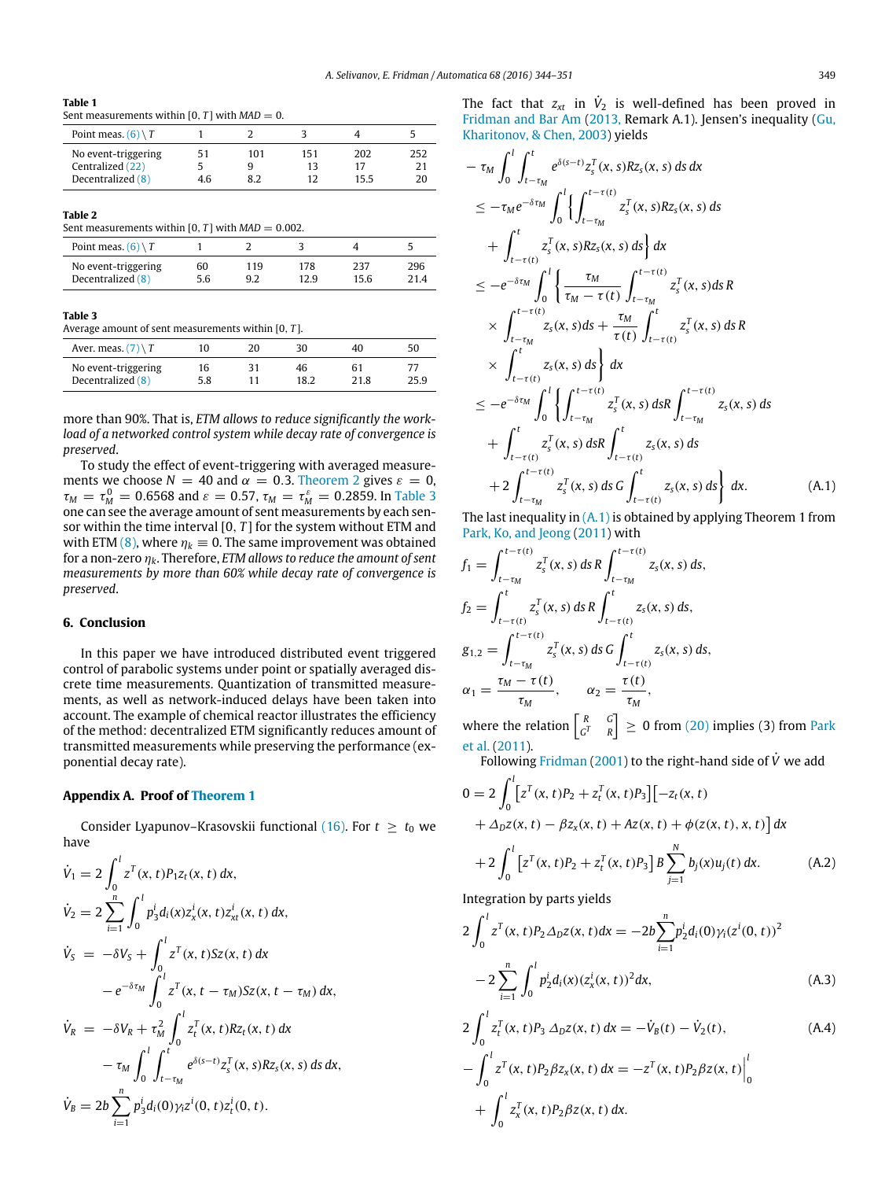**Table 1**
Sent measurements within $[0, T]$ with $MAD = 0$.

| Point meas. (6) \ $T$ | 1 | 2 | 3 | 4 | 5 |
|---|---|---|---|---|---|
| No event-triggering | 51 | 101 | 151 | 202 | 252 |
| Centralized (22) | 5 | 9 | 13 | 17 | 21 |
| Decentralized (8) | 4.6 | 8.2 | 12 | 15.5 | 20 |

**Table 2**
Sent measurements within $[0, T]$ with $MAD = 0.002$.

| Point meas. (6) \ $T$ | 1 | 2 | 3 | 4 | 5 |
|---|---|---|---|---|---|
| No event-triggering | 60 | 119 | 178 | 237 | 296 |
| Decentralized (8) | 5.6 | 9.2 | 12.9 | 15.6 | 21.4 |

**Table 3**
Average amount of sent measurements within $[0, T]$.

| Aver. meas. (7) \ $T$ | 10 | 20 | 30 | 40 | 50 |
|---|---|---|---|---|---|
| No event-triggering | 16 | 31 | 46 | 61 | 77 |
| Decentralized (8) | 5.8 | 11 | 18.2 | 21.8 | 25.9 |

more than 90%. That is, *ETM allows to reduce significantly the workload of a networked control system while decay rate of convergence is preserved*.

To study the effect of event-triggering with averaged measurements we choose $N = 40$ and $\alpha = 0.3$. Theorem 2 gives $\varepsilon = 0$, $\tau_M = \tau_M^0 = 0.6568$ and $\varepsilon = 0.57$, $\tau_M = \tau_M^\varepsilon = 0.2859$. In Table 3 one can see the average amount of sent measurements by each sensor within the time interval $[0, T]$ for the system without ETM and with ETM (8), where $\eta_k \equiv 0$. The same improvement was obtained for a non-zero $\eta_k$. Therefore, *ETM allows to reduce the amount of sent measurements by more than 60% while decay rate of convergence is preserved*.

## 6. Conclusion

In this paper we have introduced distributed event triggered control of parabolic systems under point or spatially averaged discrete time measurements. Quantization of transmitted measurements, as well as network-induced delays have been taken into account. The example of chemical reactor illustrates the efficiency of the method: decentralized ETM significantly reduces amount of transmitted measurements while preserving the performance (exponential decay rate).

## Appendix A. Proof of Theorem 1

Consider Lyapunov–Krasovskii functional (16). For $t \geq t_0$ we have

$$
\begin{aligned}
\dot V_1 &= 2\int_0^l z^T(x,t)P_1 z_t(x,t)\,dx,\\
\dot V_2 &= 2\sum_{i=1}^n \int_0^l p_3^i d_i(x) z_x^i(x,t) z_{xt}^i(x,t)\,dx,\\
\dot V_S &= -\delta V_S + \int_0^l z^T(x,t)Sz(x,t)\,dx\\
&\quad - e^{-\delta\tau_M}\int_0^l z^T(x,t-\tau_M)Sz(x,t-\tau_M)\,dx,\\
\dot V_R &= -\delta V_R + \tau_M^2\int_0^l z_t^T(x,t)Rz_t(x,t)\,dx\\
&\quad - \tau_M\int_0^l\int_{t-\tau_M}^t e^{\delta(s-t)} z_s^T(x,s)Rz_s(x,s)\,ds\,dx,\\
\dot V_B &= 2b\sum_{i=1}^n p_3^i d_i(0)\gamma_i z^i(0,t) z_t^i(0,t).
\end{aligned}
$$

The fact that $z_{xt}$ in $\dot V_2$ is well-defined has been proved in Fridman and Bar Am (2013, Remark A.1). Jensen's inequality (Gu, Kharitonov, & Chen, 2003) yields

$$
\begin{aligned}
&-\tau_M\int_0^l\int_{t-\tau_M}^t e^{\delta(s-t)} z_s^T(x,s)Rz_s(x,s)\,ds\,dx\\
&\leq -\tau_M e^{-\delta\tau_M}\int_0^l\left\{\int_{t-\tau_M}^{t-\tau(t)} z_s^T(x,s)Rz_s(x,s)\,ds\right.\\
&\quad\left.+\int_{t-\tau(t)}^t z_s^T(x,s)Rz_s(x,s)\,ds\right\}dx\\
&\leq -e^{-\delta\tau_M}\int_0^l\left\{\frac{\tau_M}{\tau_M-\tau(t)}\int_{t-\tau_M}^{t-\tau(t)} z_s^T(x,s)ds\,R\right.\\
&\quad\times\int_{t-\tau_M}^{t-\tau(t)} z_s(x,s)ds + \frac{\tau_M}{\tau(t)}\int_{t-\tau(t)}^t z_s^T(x,s)\,ds\,R\\
&\quad\left.\times\int_{t-\tau(t)}^t z_s(x,s)\,ds\right\}dx\\
&\leq -e^{-\delta\tau_M}\int_0^l\left\{\int_{t-\tau_M}^{t-\tau(t)} z_s^T(x,s)\,dsR\int_{t-\tau_M}^{t-\tau(t)} z_s(x,s)\,ds\right.\\
&\quad+\int_{t-\tau(t)}^t z_s^T(x,s)\,dsR\int_{t-\tau(t)}^t z_s(x,s)\,ds\\
&\quad\left.+2\int_{t-\tau_M}^{t-\tau(t)} z_s^T(x,s)\,ds\,G\int_{t-\tau(t)}^t z_s(x,s)\,ds\right\}dx. \qquad (A.1)
\end{aligned}
$$

The last inequality in (A.1) is obtained by applying Theorem 1 from Park, Ko, and Jeong (2011) with

$$
\begin{aligned}
f_1 &= \int_{t-\tau_M}^{t-\tau(t)} z_s^T(x,s)\,ds\,R\int_{t-\tau_M}^{t-\tau(t)} z_s(x,s)\,ds,\\
f_2 &= \int_{t-\tau(t)}^t z_s^T(x,s)\,ds\,R\int_{t-\tau(t)}^t z_s(x,s)\,ds,\\
g_{1,2} &= \int_{t-\tau_M}^{t-\tau(t)} z_s^T(x,s)\,ds\,G\int_{t-\tau(t)}^t z_s(x,s)\,ds,\\
\alpha_1 &= \frac{\tau_M-\tau(t)}{\tau_M},\qquad \alpha_2 = \frac{\tau(t)}{\tau_M},
\end{aligned}
$$

where the relation $\begin{bmatrix} R & G\\ G^T & R\end{bmatrix} \geq 0$ from (20) implies (3) from Park et al. (2011).

Following Fridman (2001) to the right-hand side of $\dot V$ we add

$$
\begin{aligned}
0 &= 2\int_0^l\left[z^T(x,t)P_2 + z_t^T(x,t)P_3\right]\left[-z_t(x,t)\right.\\
&\quad\left.+\Delta_D z(x,t) - \beta z_x(x,t) + Az(x,t) + \phi(z(x,t),x,t)\right]dx\\
&\quad+2\int_0^l\left[z^T(x,t)P_2 + z_t^T(x,t)P_3\right]B\sum_{j=1}^N b_j(x)u_j(t)\,dx. \qquad (A.2)
\end{aligned}
$$

Integration by parts yields

$$
\begin{aligned}
2\int_0^l z^T(x,t)P_2\Delta_D z(x,t)dx &= -2b\sum_{i=1}^n p_2^i d_i(0)\gamma_i(z^i(0,t))^2\\
&\quad-2\sum_{i=1}^n\int_0^l p_2^i d_i(x)(z_x^i(x,t))^2dx, \qquad (A.3)
\end{aligned}
$$

$$
2\int_0^l z_t^T(x,t)P_3\,\Delta_D z(x,t)\,dx = -\dot V_B(t) - \dot V_2(t), \qquad (A.4)
$$

$$
\begin{aligned}
-\int_0^l z^T(x,t)P_2\beta z_x(x,t)\,dx &= -z^T(x,t)P_2\beta z(x,t)\Big|_0^l\\
&\quad+\int_0^l z_x^T(x,t)P_2\beta z(x,t)\,dx.
\end{aligned}
$$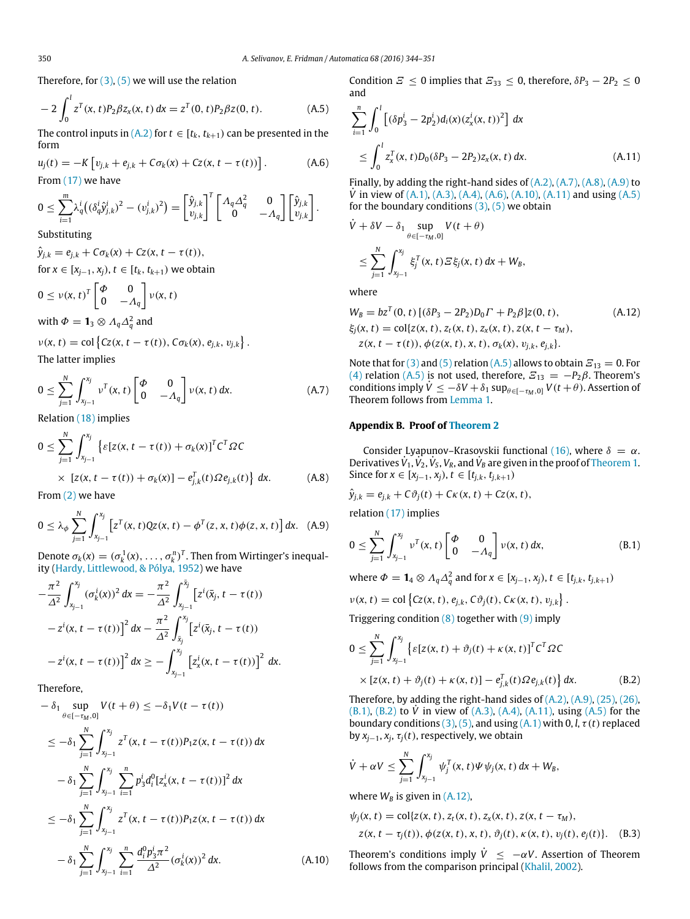Therefore, for (3), (5) we will use the relation

$$-2\int_0^l z^T(x,t)P_2\beta z_x(x,t)\,dx = z^T(0,t)P_2\beta z(0,t). \tag{A.5}$$

The control inputs in (A.2) for $t\in[t_k,t_{k+1})$ can be presented in the form

$$u_j(t) = -K\left[v_{j,k}+e_{j,k}+C\sigma_k(x)+Cz(x,t-\tau(t))\right]. \tag{A.6}$$

From (17) we have

$$0\le \sum_{i=1}^m \lambda_q^i\big((\delta_q^i\hat y_{j,k}^i)^2-(v_{j,k}^i)^2\big) = \begin{bmatrix}\hat y_{j,k}\\ v_{j,k}\end{bmatrix}^T\begin{bmatrix}\Lambda_q\Delta_q^2 & 0\\ 0 & -\Lambda_q\end{bmatrix}\begin{bmatrix}\hat y_{j,k}\\ v_{j,k}\end{bmatrix}.$$

Substituting

$$\hat y_{j,k} = e_{j,k}+C\sigma_k(x)+Cz(x,t-\tau(t)),$$

for $x\in[x_{j-1},x_j)$, $t\in[t_k,t_{k+1})$ we obtain

$$0\le \nu(x,t)^T\begin{bmatrix}\Phi & 0\\ 0 & -\Lambda_q\end{bmatrix}\nu(x,t)$$

with $\Phi = \mathbf{1}_3\otimes\Lambda_q\Delta_q^2$ and

$$\nu(x,t) = \mathrm{col}\left\{Cz(x,t-\tau(t)),C\sigma_k(x),e_{j,k},v_{j,k}\right\}.$$

The latter implies

$$0\le\sum_{j=1}^N\int_{x_{j-1}}^{x_j}\nu^T(x,t)\begin{bmatrix}\Phi & 0\\ 0 & -\Lambda_q\end{bmatrix}\nu(x,t)\,dx. \tag{A.7}$$

Relation (18) implies

$$0\le\sum_{j=1}^N\int_{x_{j-1}}^{x_j}\Big\{\varepsilon[z(x,t-\tau(t))+\sigma_k(x)]^TC^T\Omega C \times[z(x,t-\tau(t))+\sigma_k(x)]-e_{j,k}^T(t)\Omega e_{j,k}(t)\Big\}\,dx. \tag{A.8}$$

From (2) we have

$$0\le\lambda_\phi\sum_{j=1}^N\int_{x_{j-1}}^{x_j}\left[z^T(x,t)Qz(x,t)-\phi^T(z,x,t)\phi(z,x,t)\right]dx. \tag{A.9}$$

Denote $\sigma_k(x) = (\sigma_k^1(x),\dots,\sigma_k^n(x))^T$. Then from Wirtinger's inequality (Hardy, Littlewood, & Pólya, 1952) we have

$$\begin{aligned}
-\frac{\pi^2}{\Delta^2}\int_{x_{j-1}}^{x_j}(\sigma_k^i(x))^2\,dx &= -\frac{\pi^2}{\Delta^2}\int_{x_{j-1}}^{\bar x_j}\left[z^i(\bar x_j,t-\tau(t))-z^i(x,t-\tau(t))\right]^2dx - \frac{\pi^2}{\Delta^2}\int_{\bar x_j}^{x_j}\left[z^i(\bar x_j,t-\tau(t))-z^i(x,t-\tau(t))\right]^2dx\\
&\ge -\int_{x_{j-1}}^{x_j}\left[z_x^i(x,t-\tau(t))\right]^2dx.
\end{aligned}$$

Therefore,

$$\begin{aligned}
-\delta_1\sup_{\theta\in[-\tau_M,0]}V(t+\theta) &\le -\delta_1V(t-\tau(t))\\
&\le -\delta_1\sum_{j=1}^N\int_{x_{j-1}}^{x_j}z^T(x,t-\tau(t))P_1z(x,t-\tau(t))\,dx - \delta_1\sum_{j=1}^N\int_{x_{j-1}}^{x_j}\sum_{i=1}^n p_3^id_i^0[z_x^i(x,t-\tau(t))]^2\,dx\\
&\le -\delta_1\sum_{j=1}^N\int_{x_{j-1}}^{x_j}z^T(x,t-\tau(t))P_1z(x,t-\tau(t))\,dx - \delta_1\sum_{j=1}^N\int_{x_{j-1}}^{x_j}\sum_{i=1}^n\frac{d_i^0p_3^i\pi^2}{\Delta^2}(\sigma_k^i(x))^2\,dx.
\end{aligned} \tag{A.10}$$

Condition $\Xi\le0$ implies that $\Xi_{33}\le0$, therefore, $\delta P_3-2P_2\le0$ and

$$\sum_{i=1}^n\int_0^l\left[(\delta p_3^i-2p_2^i)d_i(x)(z_x^i(x,t))^2\right]dx \le \int_0^l z_x^T(x,t)D_0(\delta P_3-2P_2)z_x(x,t)\,dx. \tag{A.11}$$

Finally, by adding the right-hand sides of (A.2), (A.7), (A.8), (A.9) to $\dot V$ in view of (A.1), (A.3), (A.4), (A.6), (A.10), (A.11) and using (A.5) for the boundary conditions (3), (5) we obtain

$$\dot V+\delta V-\delta_1\sup_{\theta\in[-\tau_M,0]}V(t+\theta) \le \sum_{j=1}^N\int_{x_{j-1}}^{x_j}\xi_j^T(x,t)\Xi\xi_j(x,t)\,dx+W_B,$$

where

$$\begin{aligned}
W_B &= bz^T(0,t)\left[(\delta P_3-2P_2)D_0\Gamma+P_2\beta\right]z(0,t), \qquad\qquad (A.12)\\
\xi_j(x,t) &= \mathrm{col}\{z(x,t),z_t(x,t),z_x(x,t),z(x,t-\tau_M),\\
&\quad z(x,t-\tau(t)),\phi(z(x,t),x,t),\sigma_k(x),v_{j,k},e_{j,k}\}.
\end{aligned}$$

Note that for (3) and (5) relation (A.5) allows to obtain $\Xi_{13}=0$. For (4) relation (A.5) is not used, therefore, $\Xi_{13}=-P_2\beta$. Theorem's conditions imply $\dot V\le-\delta V+\delta_1\sup_{\theta\in[-\tau_M,0]}V(t+\theta)$. Assertion of Theorem follows from Lemma 1.

## Appendix B. Proof of Theorem 2

Consider Lyapunov–Krasovskii functional (16), where $\delta=\alpha$. Derivatives $\dot V_1,\dot V_2,\dot V_S,\dot V_R$, and $\dot V_B$ are given in the proof of Theorem 1. Since for $x\in[x_{j-1},x_j)$, $t\in[t_{j,k},t_{j,k+1})$

$$\hat y_{j,k} = e_{j,k}+C\vartheta_j(t)+C\kappa(x,t)+Cz(x,t),$$

relation (17) implies

$$0\le\sum_{j=1}^N\int_{x_{j-1}}^{x_j}\nu^T(x,t)\begin{bmatrix}\Phi & 0\\ 0 & -\Lambda_q\end{bmatrix}\nu(x,t)\,dx, \tag{B.1}$$

where $\Phi=\mathbf{1}_4\otimes\Lambda_q\Delta_q^2$ and for $x\in[x_{j-1},x_j)$, $t\in[t_{j,k},t_{j,k+1})$

$$\nu(x,t) = \mathrm{col}\left\{Cz(x,t),e_{j,k},C\vartheta_j(t),C\kappa(x,t),v_{j,k}\right\}.$$

Triggering condition (8) together with (9) imply

$$0\le\sum_{j=1}^N\int_{x_{j-1}}^{x_j}\Big\{\varepsilon[z(x,t)+\vartheta_j(t)+\kappa(x,t)]^TC^T\Omega C \times[z(x,t)+\vartheta_j(t)+\kappa(x,t)]-e_{j,k}^T(t)\Omega e_{j,k}(t)\Big\}\,dx. \tag{B.2}$$

Therefore, by adding the right-hand sides of (A.2), (A.9), (25), (26), (B.1), (B.2) to $\dot V$ in view of (A.3), (A.4), (A.11), using (A.5) for the boundary conditions (3), (5), and using (A.1) with $0,l,\tau(t)$ replaced by $x_{j-1},x_j,\tau_j(t)$, respectively, we obtain

$$\dot V+\alpha V\le\sum_{j=1}^N\int_{x_{j-1}}^{x_j}\psi_j^T(x,t)\Psi\psi_j(x,t)\,dx+W_B,$$

where $W_B$ is given in (A.12),

$$\begin{aligned}
\psi_j(x,t) &= \mathrm{col}\{z(x,t),z_t(x,t),z_x(x,t),z(x,t-\tau_M),\\
&\quad z(x,t-\tau_j(t)),\phi(z(x,t),x,t),\vartheta_j(t),\kappa(x,t),v_j(t),e_j(t)\}.
\end{aligned} \tag{B.3}$$

Theorem's conditions imply $\dot V\le-\alpha V$. Assertion of Theorem follows from the comparison principal (Khalil, 2002).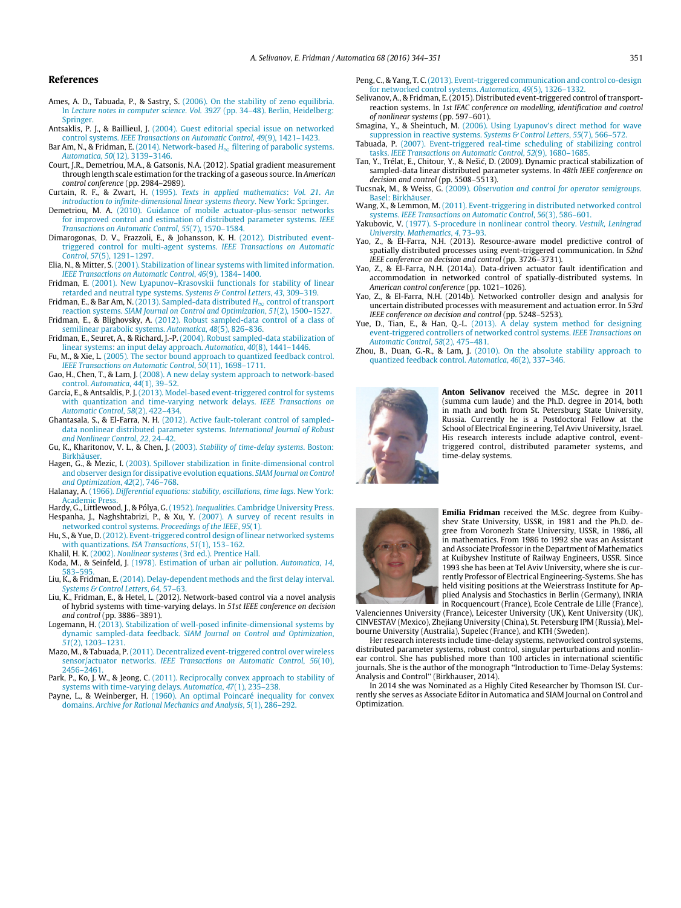## References

Ames, A. D., Tabuada, P., & Sastry, S. (2006). On the stability of zeno equilibria. In *Lecture notes in computer science. Vol. 3927* (pp. 34–48). Berlin, Heidelberg: Springer.

Antsaklis, P. J., & Baillieul, J. (2004). Guest editorial special issue on networked control systems. *IEEE Transactions on Automatic Control*, *49*(9), 1421–1423.

Bar Am, N., & Fridman, E. (2014). Network-based $H_\infty$ filtering of parabolic systems. *Automatica*, *50*(12), 3139–3146.

Court, J.R., Demetriou, M.A., & Gatsonis, N.A. (2012). Spatial gradient measurement through length scale estimation for the tracking of a gaseous source. In *American control conference* (pp. 2984–2989).

Curtain, R. F., & Zwart, H. (1995). *Texts in applied mathematics: Vol. 21. An introduction to infinite-dimensional linear systems theory*. New York: Springer.

Demetriou, M. A. (2010). Guidance of mobile actuator-plus-sensor networks for improved control and estimation of distributed parameter systems. *IEEE Transactions on Automatic Control*, *55*(7), 1570–1584.

Dimarogonas, D. V., Frazzoli, E., & Johansson, K. H. (2012). Distributed event-triggered control for multi-agent systems. *IEEE Transactions on Automatic Control*, *57*(5), 1291–1297.

Elia, N., & Mitter, S. (2001). Stabilization of linear systems with limited information. *IEEE Transactions on Automatic Control*, *46*(9), 1384–1400.

Fridman, E. (2001). New Lyapunov–Krasovskii functionals for stability of linear retarded and neutral type systems. *Systems & Control Letters*, *43*, 309–319.

Fridman, E., & Bar Am, N. (2013). Sampled-data distributed $H_\infty$ control of transport reaction systems. *SIAM Journal on Control and Optimization*, *51*(2), 1500–1527.

Fridman, E., & Blighovsky, A. (2012). Robust sampled-data control of a class of semilinear parabolic systems. *Automatica*, *48*(5), 826–836.

Fridman, E., Seuret, A., & Richard, J.-P. (2004). Robust sampled-data stabilization of linear systems: an input delay approach. *Automatica*, *40*(8), 1441–1446.

Fu, M., & Xie, L. (2005). The sector bound approach to quantized feedback control. *IEEE Transactions on Automatic Control*, *50*(11), 1698–1711.

Gao, H., Chen, T., & Lam, J. (2008). A new delay system approach to network-based control. *Automatica*, *44*(1), 39–52.

Garcia, E., & Antsaklis, P. J. (2013). Model-based event-triggered control for systems with quantization and time-varying network delays. *IEEE Transactions on Automatic Control*, *58*(2), 422–434.

Ghantasala, S., & El-Farra, N. H. (2012). Active fault-tolerant control of sampled-data nonlinear distributed parameter systems. *International Journal of Robust and Nonlinear Control*, *22*, 24–42.

Gu, K., Kharitonov, V. L., & Chen, J. (2003). *Stability of time-delay systems*. Boston: Birkhäuser.

Hagen, G., & Mezic, I. (2003). Spillover stabilization in finite-dimensional control and observer design for dissipative evolution equations. *SIAM Journal on Control and Optimization*, *42*(2), 746–768.

Halanay, A. (1966). *Differential equations: stability, oscillations, time lags*. New York: Academic Press.

Hardy, G., Littlewood, J., & Pólya, G. (1952). *Inequalities*. Cambridge University Press.

Hespanha, J., Naghshtabrizi, P., & Xu, Y. (2007). A survey of recent results in networked control systems. *Proceedings of the IEEE*, *95*(1).

Hu, S., & Yue, D. (2012). Event-triggered control design of linear networked systems with quantizations. *ISA Transactions*, *51*(1), 153–162.

Khalil, H. K. (2002). *Nonlinear systems* (3rd ed.). Prentice Hall.

Koda, M., & Seinfeld, J. (1978). Estimation of urban air pollution. *Automatica*, *14*, 583–595.

Liu, K., & Fridman, E. (2014). Delay-dependent methods and the first delay interval. *Systems & Control Letters*, *64*, 57–63.

Liu, K., Fridman, E., & Hetel, L. (2012). Network-based control via a novel analysis of hybrid systems with time-varying delays. In *51st IEEE conference on decision and control* (pp. 3886–3891).

Logemann, H. (2013). Stabilization of well-posed infinite-dimensional systems by dynamic sampled-data feedback. *SIAM Journal on Control and Optimization*, *51*(2), 1203–1231.

Mazo, M., & Tabuada, P. (2011). Decentralized event-triggered control over wireless sensor/actuator networks. *IEEE Transactions on Automatic Control*, *56*(10), 2456–2461.

Park, P., Ko, J. W., & Jeong, C. (2011). Reciprocally convex approach to stability of systems with time-varying delays. *Automatica*, *47*(1), 235–238.

Payne, L., & Weinberger, H. (1960). An optimal Poincaré inequality for convex domains. *Archive for Rational Mechanics and Analysis*, *5*(1), 286–292.

Peng, C., & Yang, T. C. (2013). Event-triggered communication and control co-design for networked control systems. *Automatica*, *49*(5), 1326–1332.

Selivanov, A., & Fridman, E. (2015). Distributed event-triggered control of transport-reaction systems. In *1st IFAC conference on modelling, identification and control of nonlinear systems* (pp. 597–601).

Smagina, Y., & Sheintuch, M. (2006). Using Lyapunov's direct method for wave suppression in reactive systems. *Systems & Control Letters*, *55*(7), 566–572.

Tabuada, P. (2007). Event-triggered real-time scheduling of stabilizing control tasks. *IEEE Transactions on Automatic Control*, *52*(9), 1680–1685.

Tan, Y., Trélat, E., Chitour, Y., & Nešić, D. (2009). Dynamic practical stabilization of sampled-data linear distributed parameter systems. In *48th IEEE conference on decision and control* (pp. 5508–5513).

Tucsnak, M., & Weiss, G. (2009). *Observation and control for operator semigroups*. Basel: Birkhäuser.

Wang, X., & Lemmon, M. (2011). Event-triggering in distributed networked control systems. *IEEE Transactions on Automatic Control*, *56*(3), 586–601.

Yakubovic, V. (1977). S-procedure in nonlinear control theory. *Vestnik, Leningrad University. Mathematics*, *4*, 73–93.

Yao, Z., & El-Farra, N.H. (2013). Resource-aware model predictive control of spatially distributed processes using event-triggered communication. In *52nd IEEE conference on decision and control* (pp. 3726–3731).

Yao, Z., & El-Farra, N.H. (2014a). Data-driven actuator fault identification and accommodation in networked control of spatially-distributed systems. In *American control conference* (pp. 1021–1026).

Yao, Z., & El-Farra, N.H. (2014b). Networked controller design and analysis for uncertain distributed processes with measurement and actuation error. In *53rd IEEE conference on decision and control* (pp. 5248–5253).

Yue, D., Tian, E., & Han, Q.-L. (2013). A delay system method for designing event-triggered controllers of networked control systems. *IEEE Transactions on Automatic Control*, *58*(2), 475–481.

Zhou, B., Duan, G.-R., & Lam, J. (2010). On the absolute stability approach to quantized feedback control. *Automatica*, *46*(2), 337–346.

**Anton Selivanov** received the M.Sc. degree in 2011 (summa cum laude) and the Ph.D. degree in 2014, both in math and both from St. Petersburg State University, Russia. Currently he is a Postdoctoral Fellow at the School of Electrical Engineering, Tel Aviv University, Israel. His research interests include adaptive control, event-triggered control, distributed parameter systems, and time-delay systems.

**Emilia Fridman** received the M.Sc. degree from Kuibyshev State University, USSR, in 1981 and the Ph.D. degree from Voronezh State University, USSR, in 1986, all in mathematics. From 1986 to 1992 she was an Assistant and Associate Professor in the Department of Mathematics at Kuibyshev Institute of Railway Engineers, USSR. Since 1993 she has been at Tel Aviv University, where she is currently Professor of Electrical Engineering-Systems. She has held visiting positions at the Weierstrass Institute for Applied Analysis and Stochastics in Berlin (Germany), INRIA in Rocquencourt (France), Ecole Centrale de Lille (France), Valenciennes University (France), Leicester University (UK), Kent University (UK), CINVESTAV (Mexico), Zhejiang University (China), St. Petersburg IPM (Russia), Melbourne University (Australia), Supelec (France), and KTH (Sweden).

Her research interests include time-delay systems, networked control systems, distributed parameter systems, robust control, singular perturbations and nonlinear control. She has published more than 100 articles in international scientific journals. She is the author of the monograph "Introduction to Time-Delay Systems: Analysis and Control" (Birkhauser, 2014).

In 2014 she was Nominated as a Highly Cited Researcher by Thomson ISI. Currently she serves as Associate Editor in Automatica and SIAM Journal on Control and Optimization.